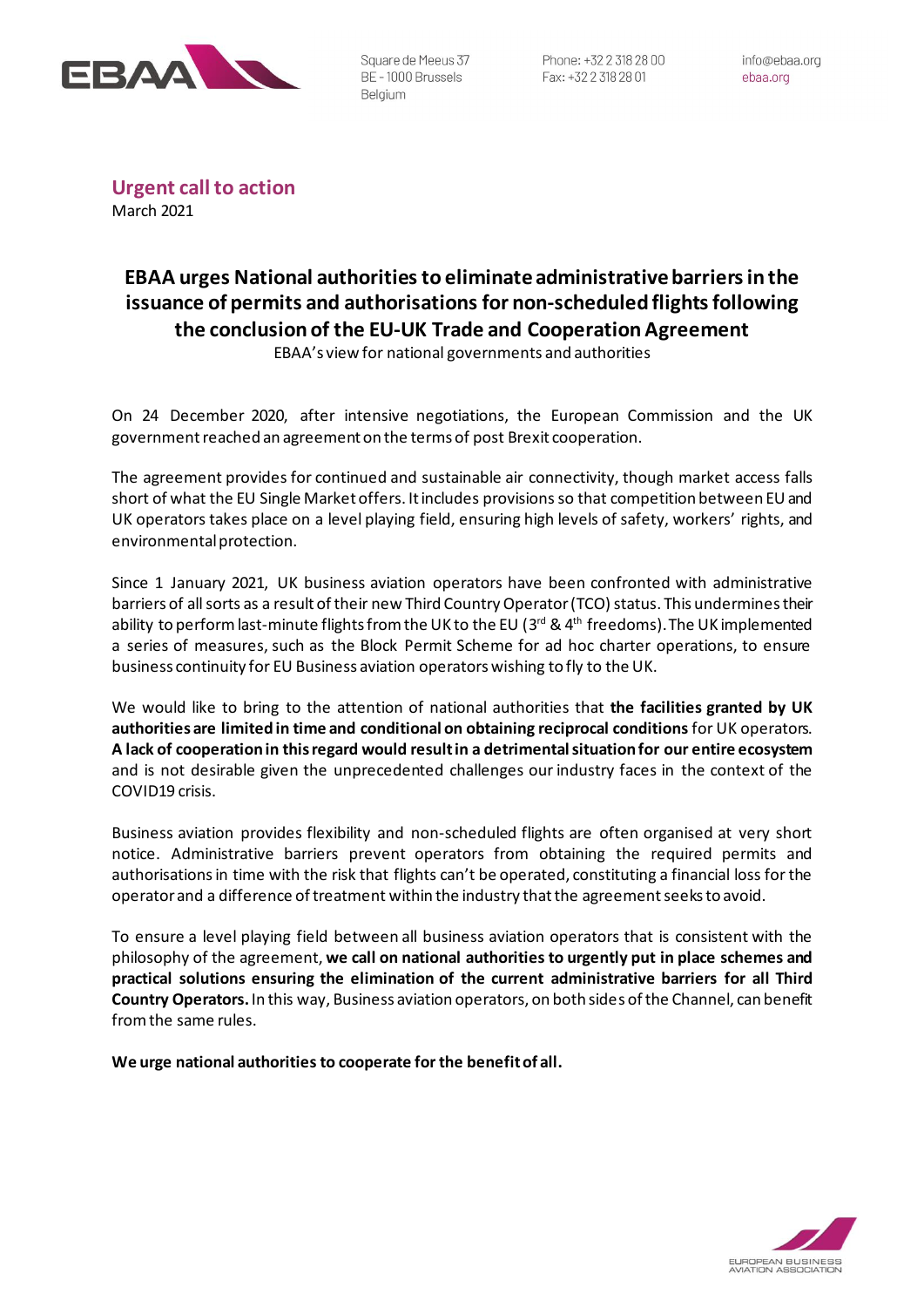Square de Meeus 37
BE - 1000 Brussels
Belgium

Phone: +32 2 318 28 00
Fax: +32 2 318 28 01

info@ebaa.org
ebaa.org

**Urgent call to action**
March 2021

# EBAA urges National authorities to eliminate administrative barriers in the issuance of permits and authorisations for non-scheduled flights following the conclusion of the EU-UK Trade and Cooperation Agreement

EBAA's view for national governments and authorities

On 24 December 2020, after intensive negotiations, the European Commission and the UK government reached an agreement on the terms of post Brexit cooperation.

The agreement provides for continued and sustainable air connectivity, though market access falls short of what the EU Single Market offers. It includes provisions so that competition between EU and UK operators takes place on a level playing field, ensuring high levels of safety, workers' rights, and environmental protection.

Since 1 January 2021, UK business aviation operators have been confronted with administrative barriers of all sorts as a result of their new Third Country Operator (TCO) status. This undermines their ability to perform last-minute flights from the UK to the EU (3rd & 4th freedoms). The UK implemented a series of measures, such as the Block Permit Scheme for ad hoc charter operations, to ensure business continuity for EU Business aviation operators wishing to fly to the UK.

We would like to bring to the attention of national authorities that **the facilities granted by UK authorities are limited in time and conditional on obtaining reciprocal conditions** for UK operators. **A lack of cooperation in this regard would result in a detrimental situation for our entire ecosystem** and is not desirable given the unprecedented challenges our industry faces in the context of the COVID19 crisis.

Business aviation provides flexibility and non-scheduled flights are often organised at very short notice. Administrative barriers prevent operators from obtaining the required permits and authorisations in time with the risk that flights can't be operated, constituting a financial loss for the operator and a difference of treatment within the industry that the agreement seeks to avoid.

To ensure a level playing field between all business aviation operators that is consistent with the philosophy of the agreement, **we call on national authorities to urgently put in place schemes and practical solutions ensuring the elimination of the current administrative barriers for all Third Country Operators.** In this way, Business aviation operators, on both sides of the Channel, can benefit from the same rules.

**We urge national authorities to cooperate for the benefit of all.**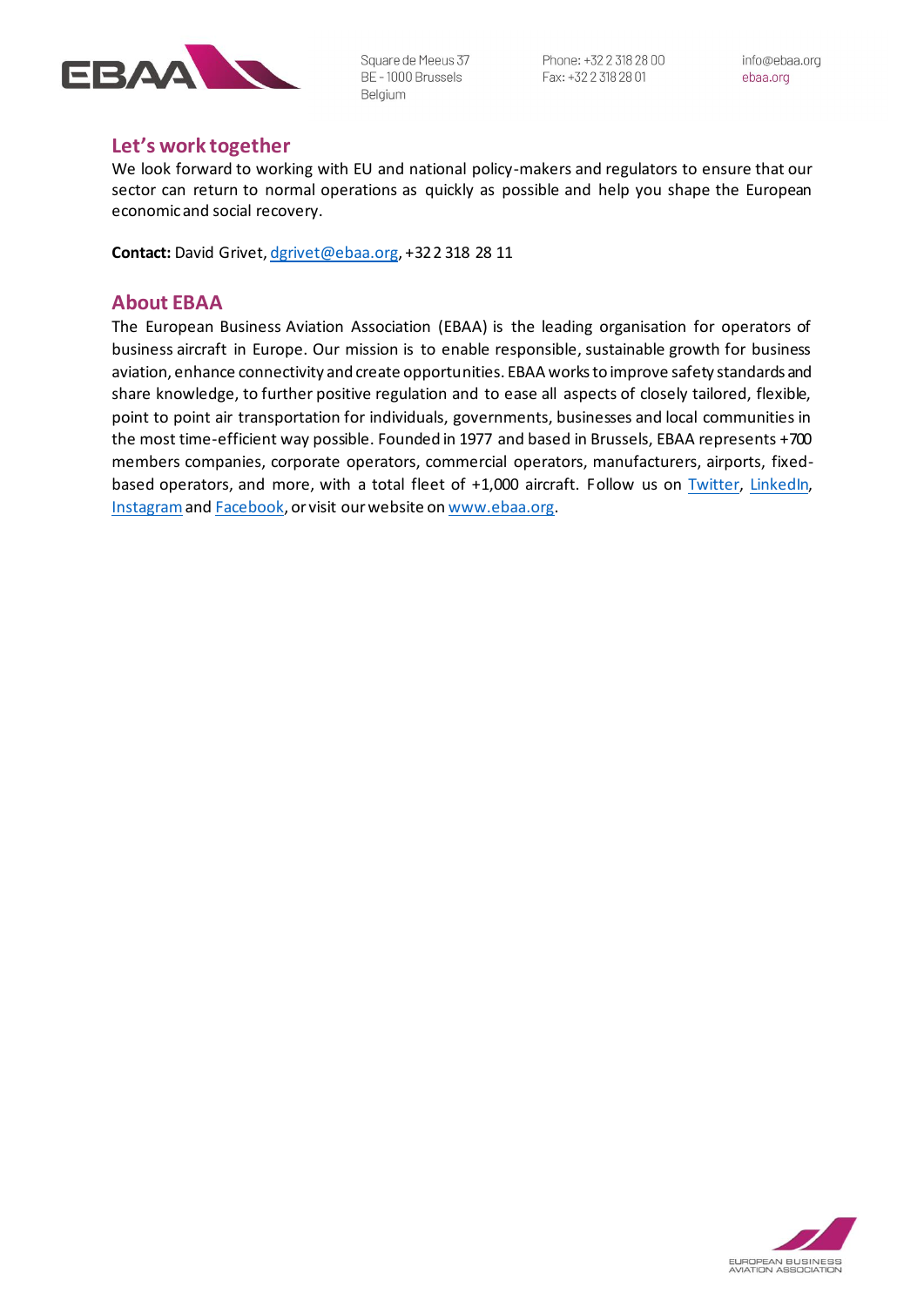## Let's work together

We look forward to working with EU and national policy-makers and regulators to ensure that our sector can return to normal operations as quickly as possible and help you shape the European economic and social recovery.

**Contact:** David Grivet, dgrivet@ebaa.org, +32 2 318 28 11

## About EBAA

The European Business Aviation Association (EBAA) is the leading organisation for operators of business aircraft in Europe. Our mission is to enable responsible, sustainable growth for business aviation, enhance connectivity and create opportunities. EBAA works to improve safety standards and share knowledge, to further positive regulation and to ease all aspects of closely tailored, flexible, point to point air transportation for individuals, governments, businesses and local communities in the most time-efficient way possible. Founded in 1977 and based in Brussels, EBAA represents +700 members companies, corporate operators, commercial operators, manufacturers, airports, fixed-based operators, and more, with a total fleet of +1,000 aircraft. Follow us on Twitter, LinkedIn, Instagram and Facebook, or visit our website on www.ebaa.org.